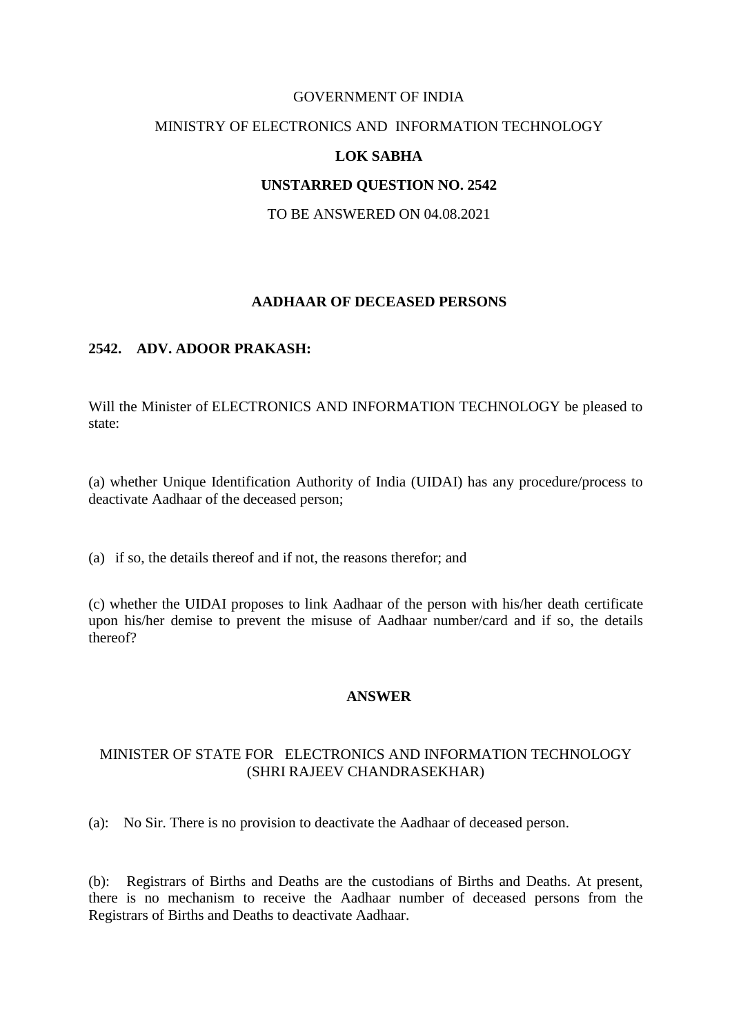GOVERNMENT OF INDIA

MINISTRY OF ELECTRONICS AND INFORMATION TECHNOLOGY

**LOK SABHA**

**UNSTARRED QUESTION NO. 2542**

TO BE ANSWERED ON 04.08.2021

**AADHAAR OF DECEASED PERSONS**

**2542. ADV. ADOOR PRAKASH:**

Will the Minister of ELECTRONICS AND INFORMATION TECHNOLOGY be pleased to state:

(a) whether Unique Identification Authority of India (UIDAI) has any procedure/process to deactivate Aadhaar of the deceased person;

(a) if so, the details thereof and if not, the reasons therefor; and

(c) whether the UIDAI proposes to link Aadhaar of the person with his/her death certificate upon his/her demise to prevent the misuse of Aadhaar number/card and if so, the details thereof?

**ANSWER**

MINISTER OF STATE FOR ELECTRONICS AND INFORMATION TECHNOLOGY
(SHRI RAJEEV CHANDRASEKHAR)

(a): No Sir. There is no provision to deactivate the Aadhaar of deceased person.

(b): Registrars of Births and Deaths are the custodians of Births and Deaths. At present, there is no mechanism to receive the Aadhaar number of deceased persons from the Registrars of Births and Deaths to deactivate Aadhaar.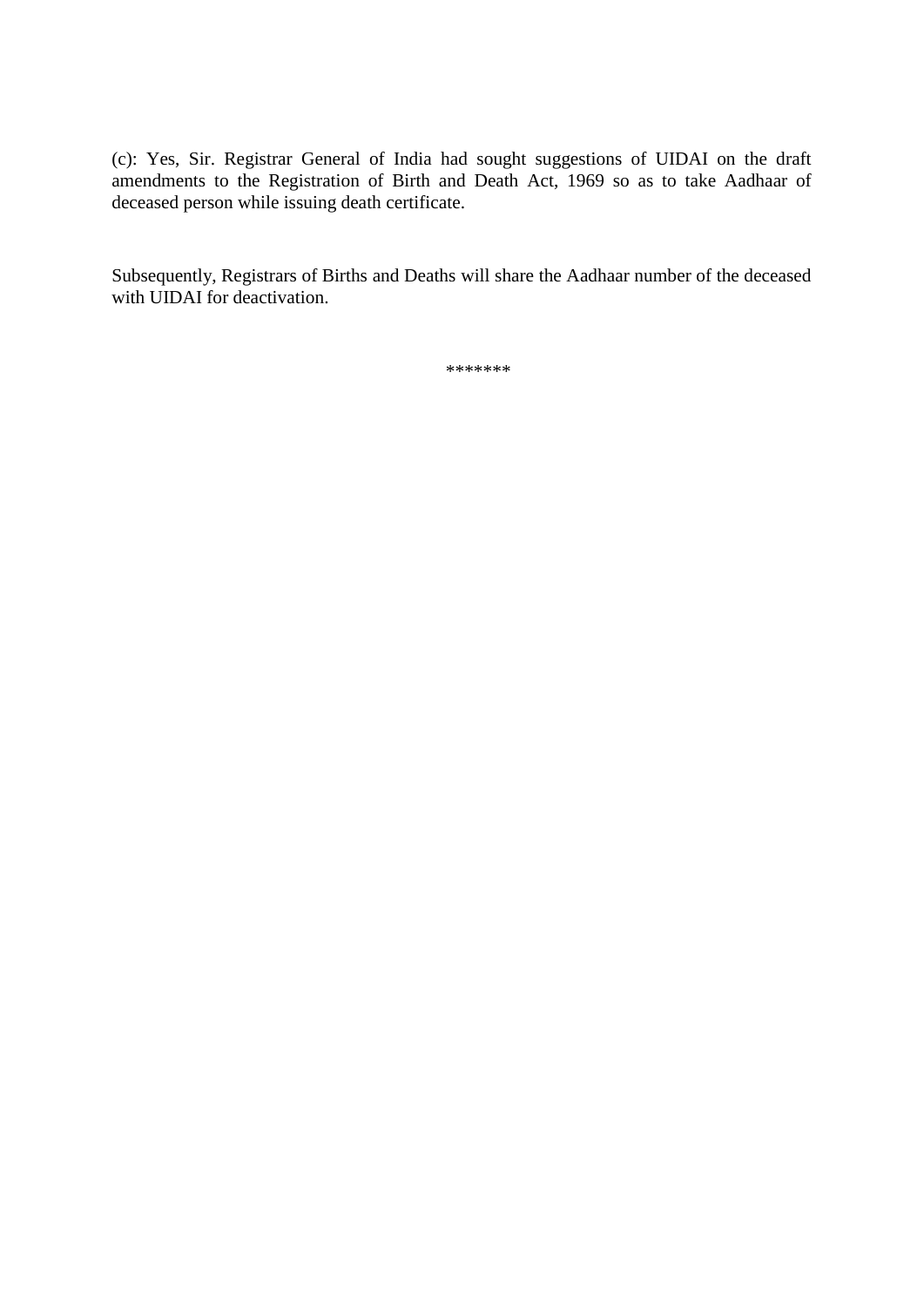(c): Yes, Sir. Registrar General of India had sought suggestions of UIDAI on the draft amendments to the Registration of Birth and Death Act, 1969 so as to take Aadhaar of deceased person while issuing death certificate.

Subsequently, Registrars of Births and Deaths will share the Aadhaar number of the deceased with UIDAI for deactivation.

*******